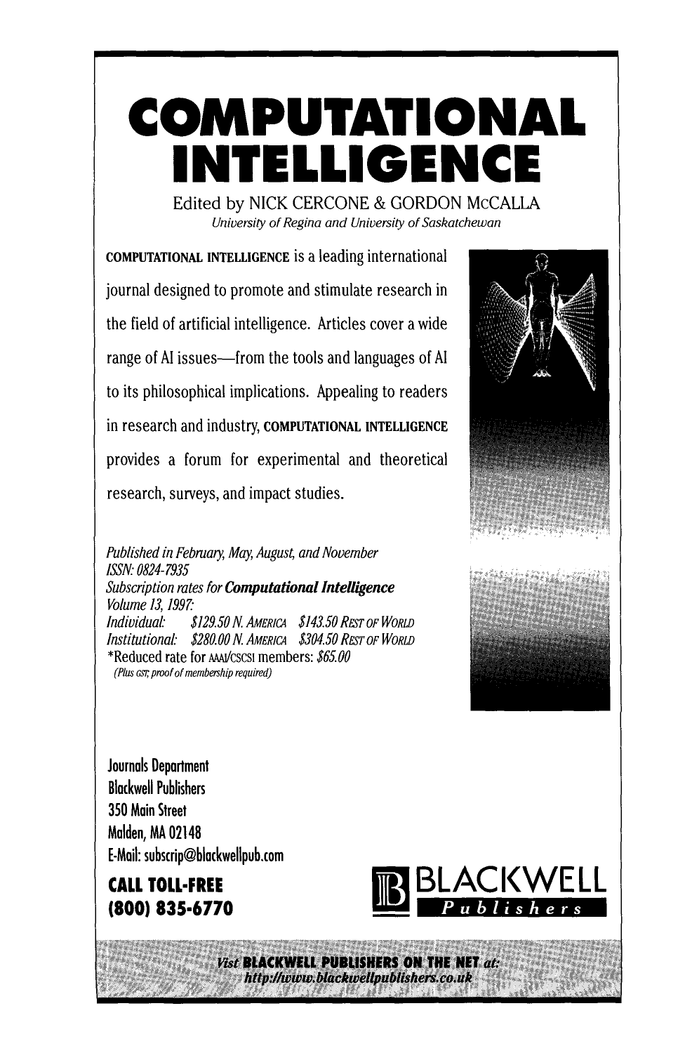# COMPUTATIONAL INTELLIGENCE

Edited by NICK CERCONE & GORDON McCALLA

*University of Regina and University of Saskatchewan*

COMPUTATIONAL INTELLIGENCE is a leading international journal designed to promote and stimulate research in the field of artificial intelligence. Articles cover a wide range of AI issues—from the tools and languages of AI to its philosophical implications. Appealing to readers in research and industry, COMPUTATIONAL INTELLIGENCE provides a forum for experimental and theoretical research, surveys, and impact studies.

*Published in February, May, August, and November*
*ISSN: 0824-7935*
*Subscription rates for **Computational Intelligence***
*Volume 13, 1997:*
*Individual: $129.50 N. AMERICA $143.50 REST OF WORLD*
*Institutional: $280.00 N. AMERICA $304.50 REST OF WORLD*
\*Reduced rate for AAAI/CSCSI members: *$65.00*
*(Plus GST; proof of membership required)*

Journals Department
Blackwell Publishers
350 Main Street
Malden, MA 02148
E-Mail: subscrip@blackwellpub.com

**CALL TOLL-FREE**
**(800) 835-6770**

BLACKWELL Publishers

*Visit* **BLACKWELL PUBLISHERS ON THE NET** *at:*
*http://www.blackwellpublishers.co.uk*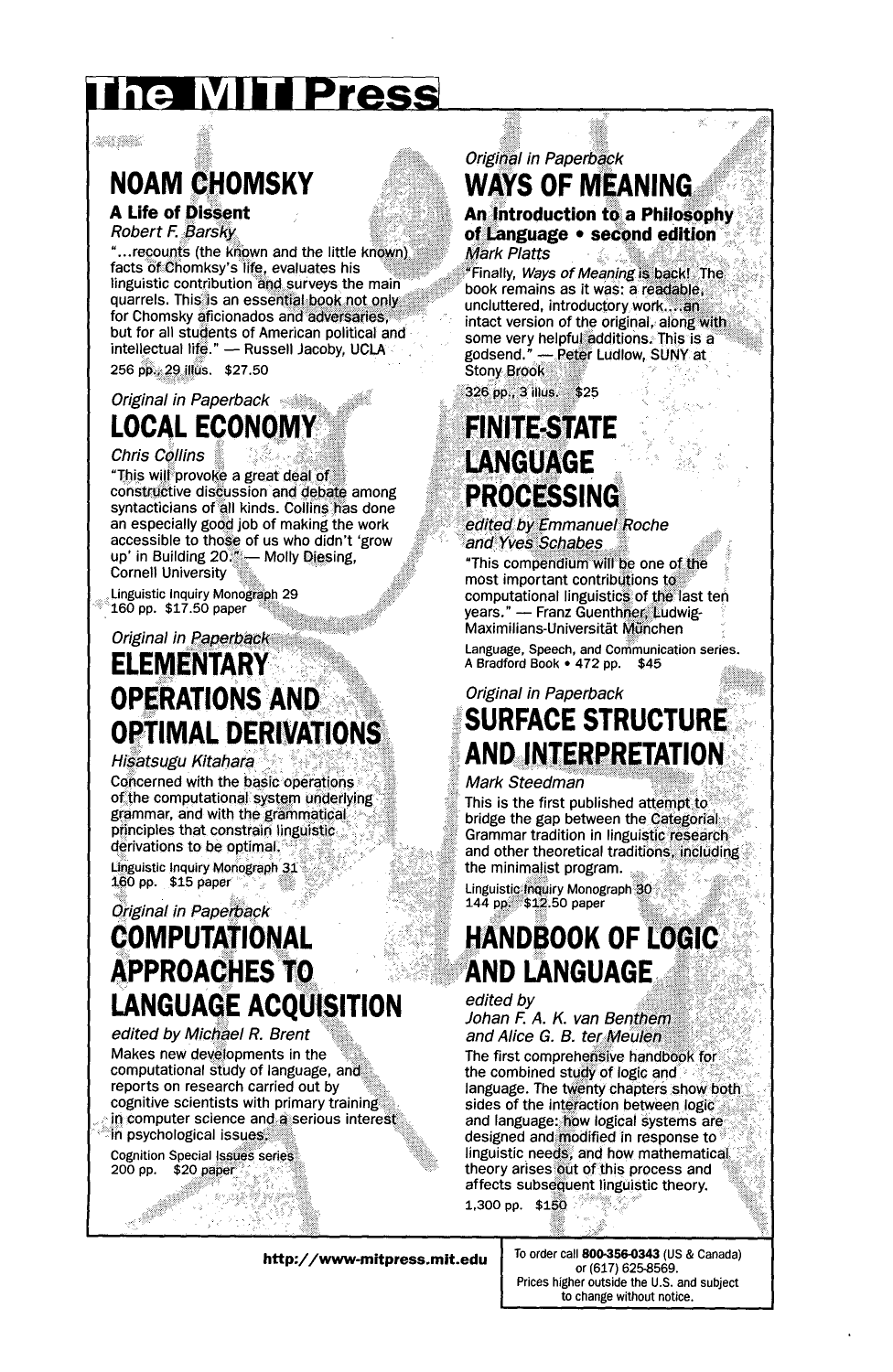# The MIT Press

## NOAM CHOMSKY

**A Life of Dissent**

*Robert F. Barsky*

"...recounts (the known and the little known) facts of Chomksy's life, evaluates his linguistic contribution and surveys the main quarrels. This is an essential book not only for Chomsky aficionados and adversaries, but for all students of American political and intellectual life." — Russell Jacoby, UCLA

256 pp., 29 illus. $27.50

*Original in Paperback*

## LOCAL ECONOMY

*Chris Collins*

"This will provoke a great deal of constructive discussion and debate among syntacticians of all kinds. Collins has done an especially good job of making the work accessible to those of us who didn't 'grow up' in Building 20." — Molly Diesing, Cornell University

Linguistic Inquiry Monograph 29
160 pp. $17.50 paper

*Original in Paperback*

## ELEMENTARY OPERATIONS AND OPTIMAL DERIVATIONS

*Hisatsugu Kitahara*

Concerned with the basic operations of the computational system underlying grammar, and with the grammatical principles that constrain linguistic derivations to be optimal.

Linguistic Inquiry Monograph 31
160 pp. $15 paper

*Original in Paperback*

## COMPUTATIONAL APPROACHES TO LANGUAGE ACQUISITION

*edited by Michael R. Brent*

Makes new developments in the computational study of language, and reports on research carried out by cognitive scientists with primary training in computer science and a serious interest in psychological issues.

Cognition Special Issues series
200 pp. $20 paper

*Original in Paperback*

## WAYS OF MEANING

**An Introduction to a Philosophy of Language • second edition**

*Mark Platts*

"Finally, *Ways of Meaning* is back! The book remains as it was: a readable, uncluttered, introductory work....an intact version of the original, along with some very helpful additions. This is a godsend." — Peter Ludlow, SUNY at Stony Brook

326 pp., 3 illus. $25

## FINITE-STATE LANGUAGE PROCESSING

*edited by Emmanuel Roche and Yves Schabes*

"This compendium will be one of the most important contributions to computational linguistics of the last ten years." — Franz Guenthner, Ludwig-Maximilians-Universität München

Language, Speech, and Communication series.
A Bradford Book • 472 pp. $45

*Original in Paperback*

## SURFACE STRUCTURE AND INTERPRETATION

*Mark Steedman*

This is the first published attempt to bridge the gap between the Categorial Grammar tradition in linguistic research and other theoretical traditions, including the minimalist program.

Linguistic Inquiry Monograph 30
144 pp. $12.50 paper

## HANDBOOK OF LOGIC AND LANGUAGE

*edited by Johan F. A. K. van Benthem and Alice G. B. ter Meulen*

The first comprehensive handbook for the combined study of logic and language. The twenty chapters show both sides of the interaction between logic and language: how logical systems are designed and modified in response to linguistic needs, and how mathematical theory arises out of this process and affects subsequent linguistic theory.

1,300 pp. $150

**http://www-mitpress.mit.edu**

To order call **800-356-0343** (US & Canada) or (617) 625-8569.
Prices higher outside the U.S. and subject to change without notice.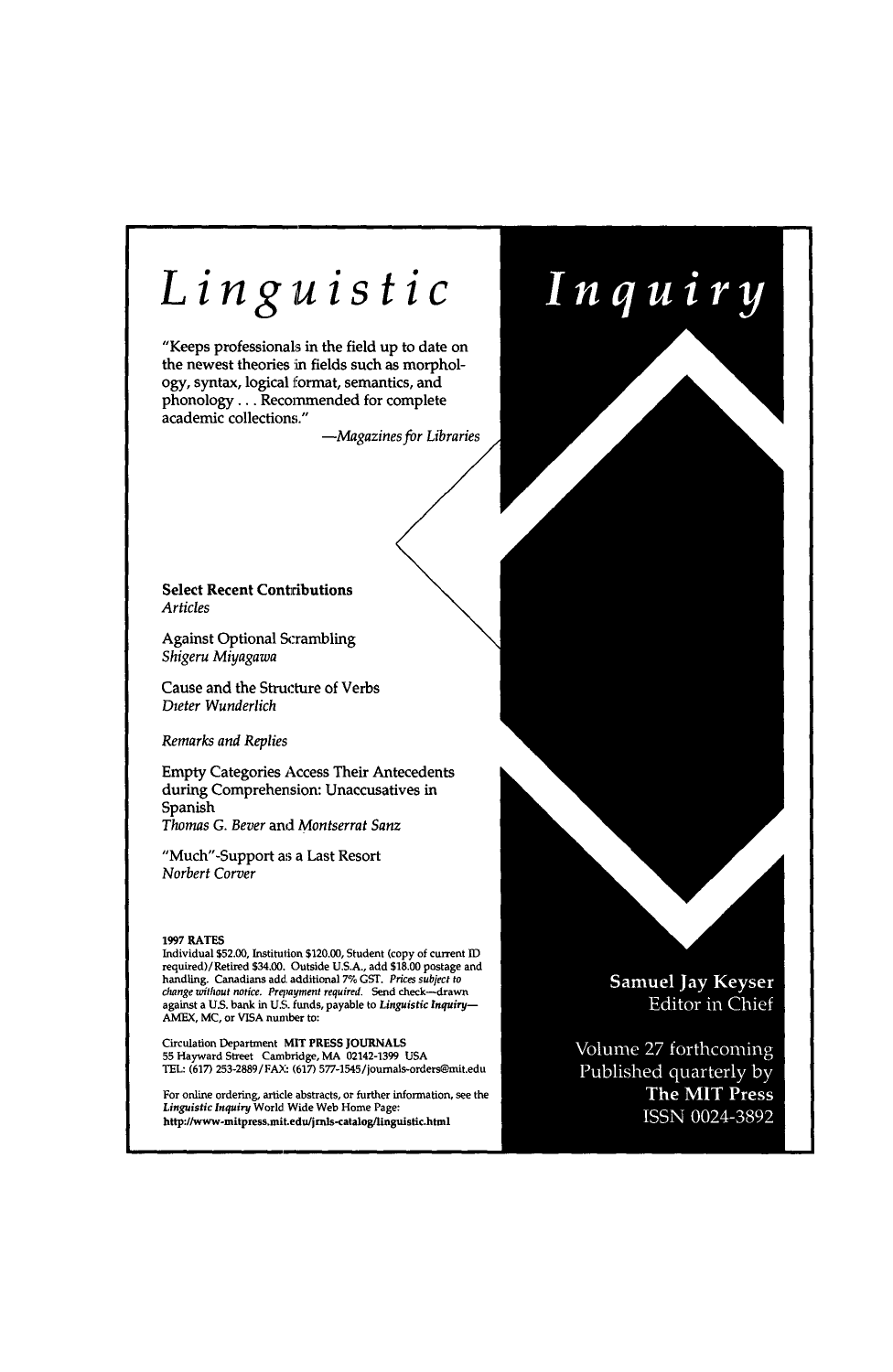# Linguistic Inquiry

"Keeps professionals in the field up to date on the newest theories in fields such as morphology, syntax, logical format, semantics, and phonology . . . Recommended for complete academic collections."

—*Magazines for Libraries*

**Select Recent Contributions**

*Articles*

Against Optional Scrambling
*Shigeru Miyagawa*

Cause and the Structure of Verbs
*Dieter Wunderlich*

*Remarks and Replies*

Empty Categories Access Their Antecedents during Comprehension: Unaccusatives in Spanish
*Thomas G. Bever* and *Montserrat Sanz*

"Much"-Support as a Last Resort
*Norbert Corver*

**1997 RATES**
Individual $52.00, Institution $120.00, Student (copy of current ID required)/Retired $34.00. Outside U.S.A., add $18.00 postage and handling. Canadians add additional 7% GST. *Prices subject to change without notice. Prepayment required.* Send check—drawn against a U.S. bank in U.S. funds, payable to *Linguistic Inquiry*—AMEX, MC, or VISA number to:

Circulation Department **MIT PRESS JOURNALS**
55 Hayward Street Cambridge, MA 02142-1399 USA
TEL: (617) 253-2889/FAX: (617) 577-1545/journals-orders@mit.edu

For online ordering, article abstracts, or further information, see the *Linguistic Inquiry* World Wide Web Home Page:
**http://www-mitpress.mit.edu/jrnls-catalog/linguistic.html**

**Samuel Jay Keyser**
Editor in Chief

Volume 27 forthcoming
Published quarterly by
**The MIT Press**
ISSN 0024-3892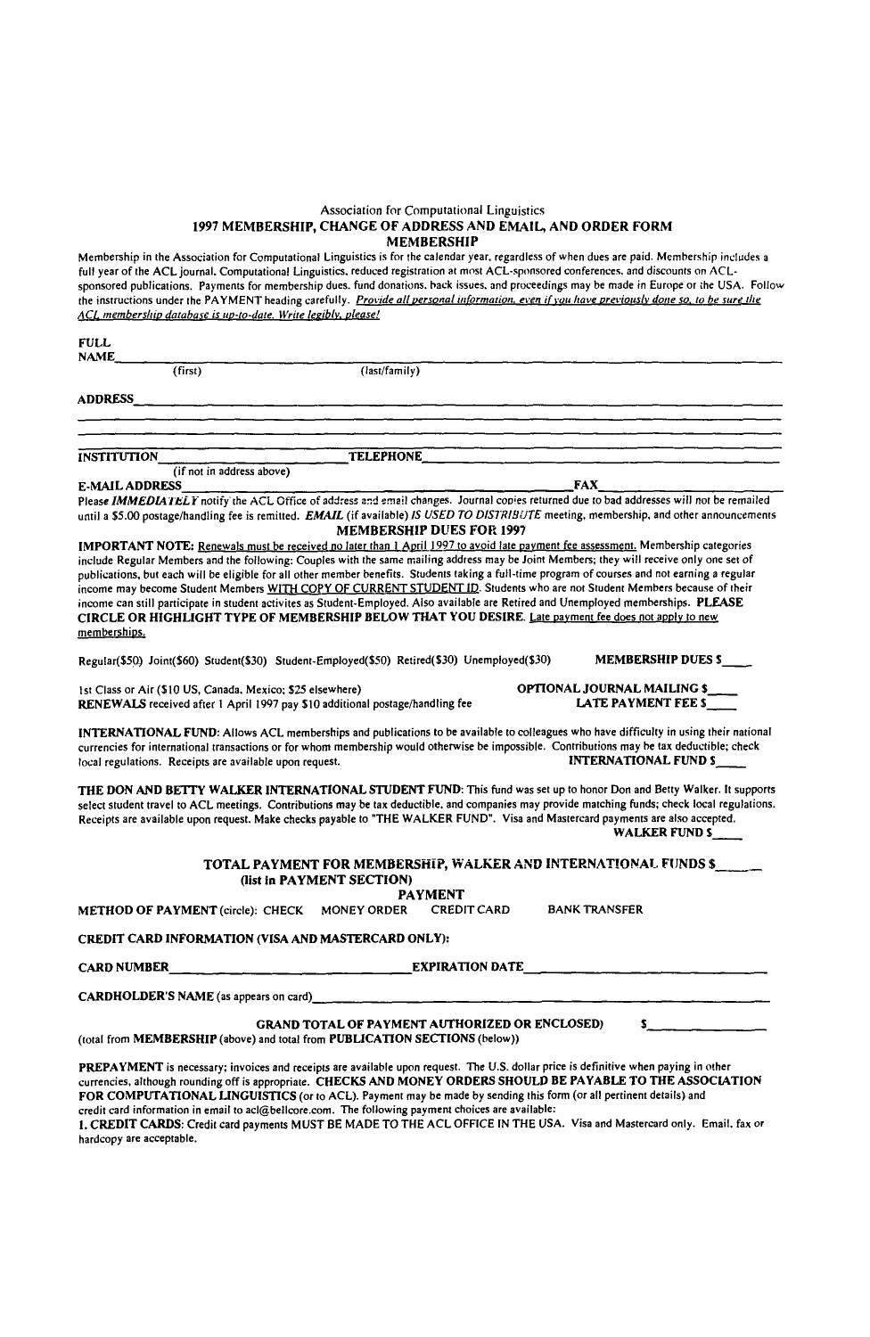Association for Computational Linguistics

# 1997 MEMBERSHIP, CHANGE OF ADDRESS AND EMAIL, AND ORDER FORM

## MEMBERSHIP

Membership in the Association for Computational Linguistics is for the calendar year, regardless of when dues are paid. Membership includes a full year of the ACL journal, Computational Linguistics, reduced registration at most ACL-sponsored conferences, and discounts on ACL-sponsored publications. Payments for membership dues, fund donations, back issues, and proceedings may be made in Europe or the USA. Follow the instructions under the PAYMENT heading carefully. *Provide all personal information, even if you have previously done so, to be sure the ACL membership database is up-to-date. Write legibly, please!*

**FULL NAME**\_\_\_\_\_\_\_\_\_\_\_\_\_\_\_\_\_\_\_\_\_\_\_\_\_\_\_\_\_\_\_\_\_\_\_\_\_\_\_\_
(first) (last/family)

**ADDRESS**\_\_\_\_\_\_\_\_\_\_\_\_\_\_\_\_\_\_\_\_\_\_\_\_\_\_\_\_\_\_\_\_\_\_\_\_\_\_\_\_

\_\_\_\_\_\_\_\_\_\_\_\_\_\_\_\_\_\_\_\_\_\_\_\_\_\_\_\_\_\_\_\_\_\_\_\_\_\_\_\_\_\_\_\_\_\_\_\_

\_\_\_\_\_\_\_\_\_\_\_\_\_\_\_\_\_\_\_\_\_\_\_\_\_\_\_\_\_\_\_\_\_\_\_\_\_\_\_\_\_\_\_\_\_\_\_\_

**INSTITUTION**\_\_\_\_\_\_\_\_\_\_\_\_\_\_\_\_\_\_\_\_ **TELEPHONE**\_\_\_\_\_\_\_\_\_\_\_\_\_\_\_\_\_\_\_\_
(if not in address above)

**E-MAIL ADDRESS**\_\_\_\_\_\_\_\_\_\_\_\_\_\_\_\_\_\_\_\_\_\_\_\_\_\_\_\_ **FAX**\_\_\_\_\_\_\_\_\_\_\_\_\_\_\_\_\_\_\_\_

Please *IMMEDIATELY* notify the ACL Office of address and email changes. Journal copies returned due to bad addresses will not be remailed until a $5.00 postage/handling fee is remitted. ***EMAIL*** (if available) *IS USED TO DISTRIBUTE* meeting, membership, and other announcements

## MEMBERSHIP DUES FOR 1997

**IMPORTANT NOTE:** Renewals must be received no later than 1 April 1997 to avoid late payment fee assessment. Membership categories include Regular Members and the following: Couples with the same mailing address may be Joint Members; they will receive only one set of publications, but each will be eligible for all other member benefits. Students taking a full-time program of courses and not earning a regular income may become Student Members WITH COPY OF CURRENT STUDENT ID. Students who are not Student Members because of their income can still participate in student activites as Student-Employed. Also available are Retired and Unemployed memberships. **PLEASE CIRCLE OR HIGHLIGHT TYPE OF MEMBERSHIP BELOW THAT YOU DESIRE.** Late payment fee does not apply to new memberships.

Regular($50) Joint($60) Student($30) Student-Employed($50) Retired($30) Unemployed($30) **MEMBERSHIP DUES $**\_\_\_\_

1st Class or Air ($10 US, Canada, Mexico; $25 elsewhere) **OPTIONAL JOURNAL MAILING $**\_\_\_\_

**RENEWALS** received after 1 April 1997 pay $10 additional postage/handling fee **LATE PAYMENT FEE $**\_\_\_\_

**INTERNATIONAL FUND:** Allows ACL memberships and publications to be available to colleagues who have difficulty in using their national currencies for international transactions or for whom membership would otherwise be impossible. Contributions may be tax deductible; check local regulations. Receipts are available upon request. **INTERNATIONAL FUND $**\_\_\_\_

**THE DON AND BETTY WALKER INTERNATIONAL STUDENT FUND:** This fund was set up to honor Don and Betty Walker. It supports select student travel to ACL meetings. Contributions may be tax deductible, and companies may provide matching funds; check local regulations. Receipts are available upon request. Make checks payable to "THE WALKER FUND". Visa and Mastercard payments are also accepted. **WALKER FUND $**\_\_\_\_

**TOTAL PAYMENT FOR MEMBERSHIP, WALKER AND INTERNATIONAL FUNDS $**\_\_\_\_
**(list in PAYMENT SECTION)**

## PAYMENT

**METHOD OF PAYMENT** (circle): CHECK MONEY ORDER CREDIT CARD BANK TRANSFER

**CREDIT CARD INFORMATION (VISA AND MASTERCARD ONLY):**

**CARD NUMBER**\_\_\_\_\_\_\_\_\_\_\_\_\_\_\_\_\_\_\_\_ **EXPIRATION DATE**\_\_\_\_\_\_\_\_\_\_\_\_\_\_\_\_\_\_\_\_

**CARDHOLDER'S NAME** (as appears on card)\_\_\_\_\_\_\_\_\_\_\_\_\_\_\_\_\_\_\_\_\_\_\_\_\_\_\_\_

**GRAND TOTAL OF PAYMENT AUTHORIZED OR ENCLOSED) $**\_\_\_\_\_\_\_\_\_\_\_\_
(total from **MEMBERSHIP** (above) and total from **PUBLICATION SECTIONS** (below))

**PREPAYMENT** is necessary; invoices and receipts are available upon request. The U.S. dollar price is definitive when paying in other currencies, although rounding off is appropriate. **CHECKS AND MONEY ORDERS SHOULD BE PAYABLE TO THE ASSOCIATION FOR COMPUTATIONAL LINGUISTICS** (or to ACL). Payment may be made by sending this form (or all pertinent details) and credit card information in email to acl@bellcore.com. The following payment choices are available:

**1. CREDIT CARDS:** Credit card payments MUST BE MADE TO THE ACL OFFICE IN THE USA. Visa and Mastercard only. Email, fax or hardcopy are acceptable.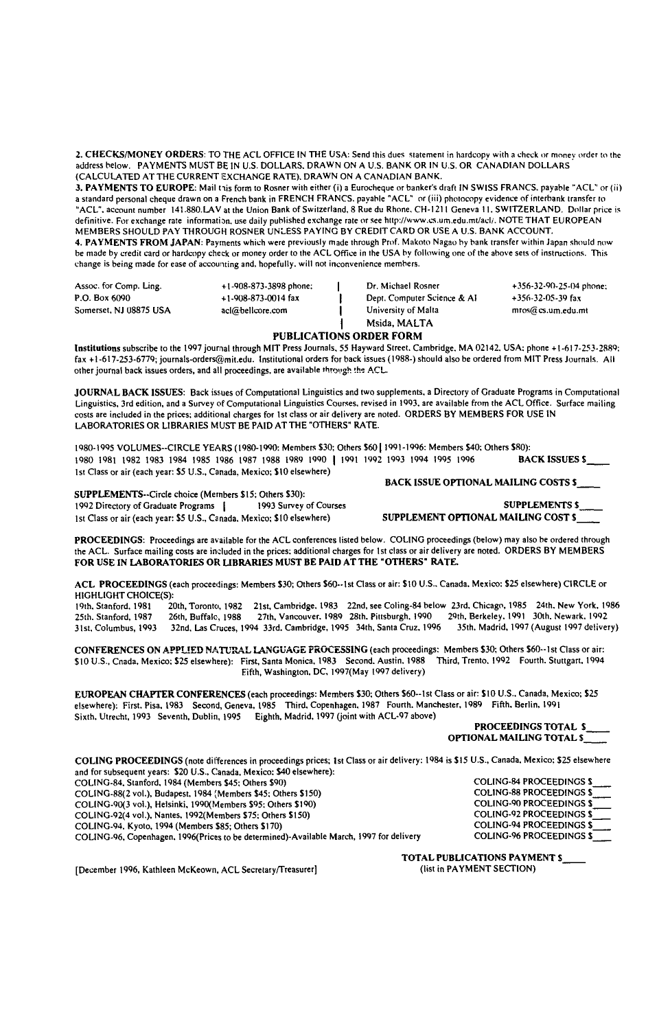**2. CHECKS/MONEY ORDERS**: TO THE ACL OFFICE IN THE USA: Send this dues statement in hardcopy with a check or money order to the address below. PAYMENTS MUST BE IN U.S. DOLLARS, DRAWN ON A U.S. BANK OR IN U.S. OR CANADIAN DOLLARS (CALCULATED AT THE CURRENT EXCHANGE RATE), DRAWN ON A CANADIAN BANK.

**3. PAYMENTS TO EUROPE**: Mail this form to Rosner with either (i) a Eurocheque or banker's draft IN SWISS FRANCS, payable "ACL" or (ii) a standard personal cheque drawn on a French bank in FRENCH FRANCS, payable "ACL" or (iii) photocopy evidence of interbank transfer to "ACL", account number 141.880.LAV at the Union Bank of Switzerland, 8 Rue du Rhone, CH-1211 Geneva 11, SWITZERLAND. Dollar price is definitive. For exchange rate information, use daily published exchange rate or see http://www.cs.um.edu.mt/acl/. NOTE THAT EUROPEAN MEMBERS SHOULD PAY THROUGH ROSNER UNLESS PAYING BY CREDIT CARD OR USE A U.S. BANK ACCOUNT.

**4. PAYMENTS FROM JAPAN**: Payments which were previously made through Prof. Makoto Nagao by bank transfer within Japan should now be made by credit card or hardcopy check or money order to the ACL Office in the USA by following one of the above sets of instructions. This change is being made for ease of accounting and, hopefully, will not inconvenience members.

| | | | |
|---|---|---|---|
| Assoc. for Comp. Ling. | +1-908-873-3898 phone; | Dr. Michael Rosner | +356-32-90-25-04 phone; |
| P.O. Box 6090 | +1-908-873-0014 fax | Dept. Computer Science & AI | +356-32-05-39 fax |
| Somerset, NJ 08875 USA | acl@bellcore.com | University of Malta | mros@cs.um.edu.mt |
| | | Msida, MALTA | |

## PUBLICATIONS ORDER FORM

**Institutions** subscribe to the 1997 journal through MIT Press Journals, 55 Hayward Street, Cambridge, MA 02142, USA; phone +1-617-253-2889; fax +1-617-253-6779; journals-orders@mit.edu. Institutional orders for back issues (1988-) should also be ordered from MIT Press Journals. All other journal back issues orders, and all proceedings, are available through the ACL.

**JOURNAL BACK ISSUES**: Back issues of Computational Linguistics and two supplements, a Directory of Graduate Programs in Computational Linguistics, 3rd edition, and a Survey of Computational Linguistics Courses, revised in 1993, are available from the ACL Office. Surface mailing costs are included in the prices; additional charges for 1st class or air delivery are noted. ORDERS BY MEMBERS FOR USE IN LABORATORIES OR LIBRARIES MUST BE PAID AT THE "OTHERS" RATE.

1980-1995 VOLUMES--CIRCLE YEARS (1980-1990: Members $30; Others $60 | 1991-1996: Members $40; Others $80):
1980 1981 1982 1983 1984 1985 1986 1987 1988 1989 1990 | 1991 1992 1993 1994 1995 1996 **BACK ISSUES $____**
1st Class or air (each year: $5 U.S., Canada, Mexico; $10 elsewhere)
**BACK ISSUE OPTIONAL MAILING COSTS $____**

**SUPPLEMENTS**--Circle choice (Members $15; Others $30):
1992 Directory of Graduate Programs | 1993 Survey of Courses **SUPPLEMENTS $____**
1st Class or air (each year: $5 U.S., Canada, Mexico; $10 elsewhere) **SUPPLEMENT OPTIONAL MAILING COST $____**

**PROCEEDINGS**: Proceedings are available for the ACL conferences listed below. COLING proceedings (below) may also be ordered through the ACL. Surface mailing costs are included in the prices; additional charges for 1st class or air delivery are noted. ORDERS BY MEMBERS **FOR USE IN LABORATORIES OR LIBRARIES MUST BE PAID AT THE "OTHERS" RATE.**

**ACL PROCEEDINGS** (each proceedings: Members $30; Others $60--1st Class or air: $10 U.S., Canada, Mexico; $25 elsewhere) CIRCLE or HIGHLIGHT CHOICE(S):
19th, Stanford, 1981 20th, Toronto, 1982 21st, Cambridge, 1983 22nd, see Coling-84 below 23rd, Chicago, 1985 24th, New York, 1986
25th, Stanford, 1987 26th, Buffalo, 1988 27th, Vancouver, 1989 28th, Pittsburgh, 1990 29th, Berkeley, 1991 30th, Newark, 1992
31st, Columbus, 1993 32nd, Las Cruces, 1994 33rd, Cambridge, 1995 34th, Santa Cruz, 1996 35th, Madrid, 1997 (August 1997 delivery)

**CONFERENCES ON APPLIED NATURAL LANGUAGE PROCESSING** (each proceedings: Members $30; Others $60--1st Class or air: $10 U.S., Cnada, Mexico; $25 elsewhere): First, Santa Monica, 1983 Second, Austin, 1988 Third, Trento, 1992 Fourth, Stuttgart, 1994 Fifth, Washington, DC, 1997(May 1997 delivery)

**EUROPEAN CHAPTER CONFERENCES** (each proceedings: Members $30; Others $60--1st Class or air: $10 U.S., Canada, Mexico; $25 elsewhere): First, Pisa, 1983 Second, Geneva, 1985 Third, Copenhagen, 1987 Fourth, Manchester, 1989 Fifth, Berlin, 1991 Sixth, Utrecht, 1993 Seventh, Dublin, 1995 Eighth, Madrid, 1997 (joint with ACL-97 above)

**PROCEEDINGS TOTAL $____**
**OPTIONAL MAILING TOTAL $____**

**COLING PROCEEDINGS** (note differences in proceedings prices; 1st Class or air delivery: 1984 is $15 U.S., Canada, Mexico; $25 elsewhere and for subsequent years: $20 U.S., Canada, Mexico; $40 elsewhere):

| | |
|---|---|
| COLING-84, Stanford, 1984 (Members $45; Others $90) | COLING-84 PROCEEDINGS $____ |
| COLING-88(2 vol.), Budapest, 1984 (Members $45; Others $150) | COLING-88 PROCEEDINGS $____ |
| COLING-90(3 vol.), Helsinki, 1990(Members $95; Others $190) | COLING-90 PROCEEDINGS $____ |
| COLING-92(4 vol.), Nantes, 1992(Members $75; Others $150) | COLING-92 PROCEEDINGS $____ |
| COLING-94, Kyoto, 1994 (Members $85; Others $170) | COLING-94 PROCEEDINGS $____ |
| COLING-96, Copenhagen, 1996(Prices to be determined)-Available March, 1997 for delivery | COLING-96 PROCEEDINGS $____ |

**TOTAL PUBLICATIONS PAYMENT $____**
(list in PAYMENT SECTION)

[December 1996, Kathleen McKeown, ACL Secretary/Treasurer]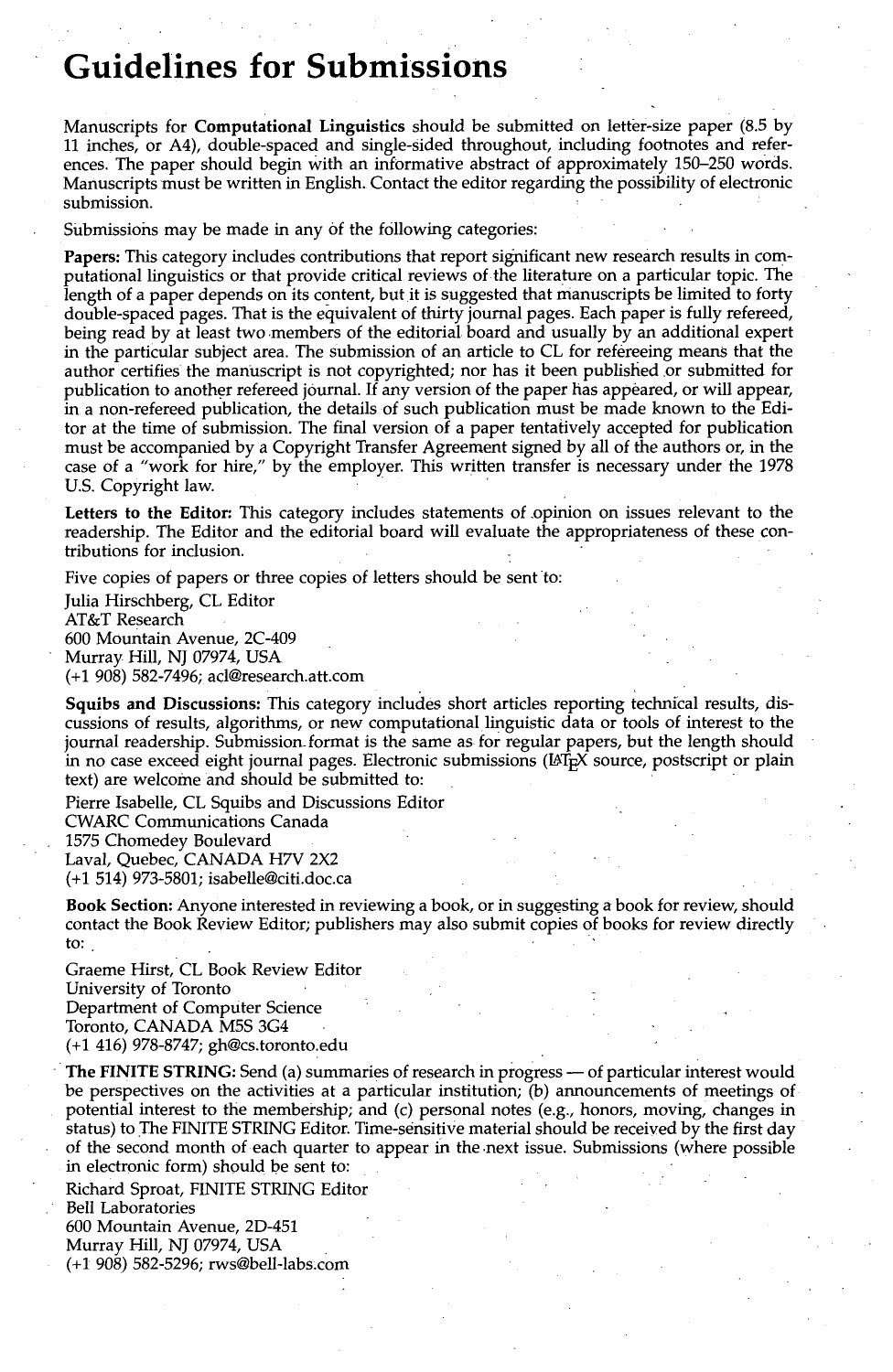# Guidelines for Submissions

Manuscripts for **Computational Linguistics** should be submitted on letter-size paper (8.5 by 11 inches, or A4), double-spaced and single-sided throughout, including footnotes and references. The paper should begin with an informative abstract of approximately 150–250 words. Manuscripts must be written in English. Contact the editor regarding the possibility of electronic submission.

Submissions may be made in any of the following categories:

**Papers:** This category includes contributions that report significant new research results in computational linguistics or that provide critical reviews of the literature on a particular topic. The length of a paper depends on its content, but it is suggested that manuscripts be limited to forty double-spaced pages. That is the equivalent of thirty journal pages. Each paper is fully refereed, being read by at least two members of the editorial board and usually by an additional expert in the particular subject area. The submission of an article to CL for refereeing means that the author certifies the manuscript is not copyrighted; nor has it been published or submitted for publication to another refereed journal. If any version of the paper has appeared, or will appear, in a non-refereed publication, the details of such publication must be made known to the Editor at the time of submission. The final version of a paper tentatively accepted for publication must be accompanied by a Copyright Transfer Agreement signed by all of the authors or, in the case of a "work for hire," by the employer. This written transfer is necessary under the 1978 U.S. Copyright law.

**Letters to the Editor:** This category includes statements of opinion on issues relevant to the readership. The Editor and the editorial board will evaluate the appropriateness of these contributions for inclusion.

Five copies of papers or three copies of letters should be sent to:

Julia Hirschberg, CL Editor
AT&T Research
600 Mountain Avenue, 2C-409
Murray Hill, NJ 07974, USA
(+1 908) 582-7496; acl@research.att.com

**Squibs and Discussions:** This category includes short articles reporting technical results, discussions of results, algorithms, or new computational linguistic data or tools of interest to the journal readership. Submission format is the same as for regular papers, but the length should in no case exceed eight journal pages. Electronic submissions (LaTeX source, postscript or plain text) are welcome and should be submitted to:

Pierre Isabelle, CL Squibs and Discussions Editor
CWARC Communications Canada
1575 Chomedey Boulevard
Laval, Quebec, CANADA H7V 2X2
(+1 514) 973-5801; isabelle@citi.doc.ca

**Book Section:** Anyone interested in reviewing a book, or in suggesting a book for review, should contact the Book Review Editor; publishers may also submit copies of books for review directly to:

Graeme Hirst, CL Book Review Editor
University of Toronto
Department of Computer Science
Toronto, CANADA M5S 3G4
(+1 416) 978-8747; gh@cs.toronto.edu

**The FINITE STRING:** Send (a) summaries of research in progress — of particular interest would be perspectives on the activities at a particular institution; (b) announcements of meetings of potential interest to the membership; and (c) personal notes (e.g., honors, moving, changes in status) to The FINITE STRING Editor. Time-sensitive material should be received by the first day of the second month of each quarter to appear in the next issue. Submissions (where possible in electronic form) should be sent to:

Richard Sproat, FINITE STRING Editor
Bell Laboratories
600 Mountain Avenue, 2D-451
Murray Hill, NJ 07974, USA
(+1 908) 582-5296; rws@bell-labs.com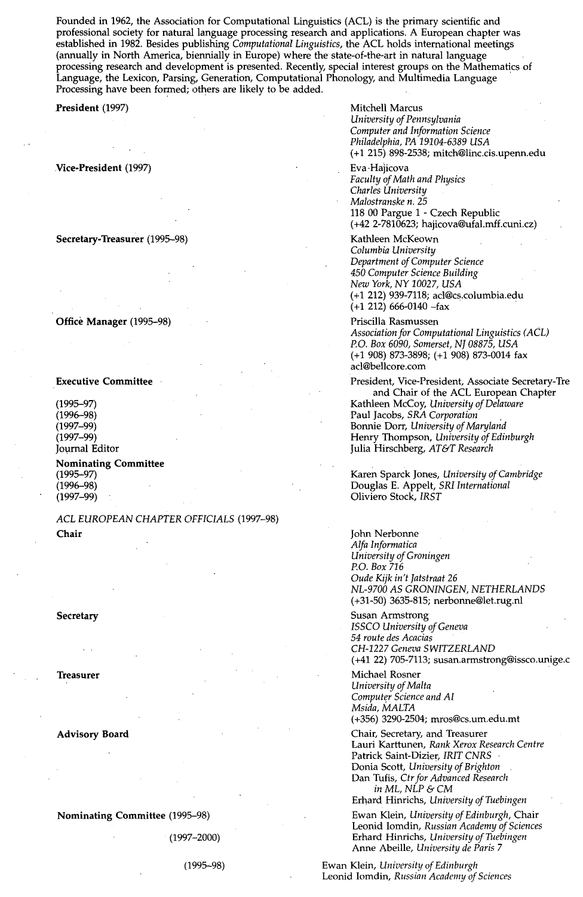Founded in 1962, the Association for Computational Linguistics (ACL) is the primary scientific and professional society for natural language processing research and applications. A European chapter was established in 1982. Besides publishing *Computational Linguistics*, the ACL holds international meetings (annually in North America, biennially in Europe) where the state-of-the-art in natural language processing research and development is presented. Recently, special interest groups on the Mathematics of Language, the Lexicon, Parsing, Generation, Computational Phonology, and Multimedia Language Processing have been formed; others are likely to be added.

**President** (1997)

Mitchell Marcus
*University of Pennsylvania*
*Computer and Information Science*
*Philadelphia, PA 19104-6389 USA*
(+1 215) 898-2538; mitch@linc.cis.upenn.edu

**Vice-President** (1997)

Eva Hajicova
*Faculty of Math and Physics*
*Charles University*
*Malostranske n. 25*
118 00 Pargue 1 - Czech Republic
(+42 2-7810623; hajicova@ufal.mff.cuni.cz)

**Secretary-Treasurer** (1995–98)

Kathleen McKeown
*Columbia University*
*Department of Computer Science*
*450 Computer Science Building*
*New York, NY 10027, USA*
(+1 212) 939-7118; acl@cs.columbia.edu
(+1 212) 666-0140 –fax

**Office Manager** (1995–98)

Priscilla Rasmussen
*Association for Computational Linguistics (ACL)*
*P.O. Box 6090, Somerset, NJ 08875, USA*
(+1 908) 873-3898; (+1 908) 873-0014 fax
acl@bellcore.com

**Executive Committee**

President, Vice-President, Associate Secretary-Tre and Chair of the ACL European Chapter

(1995–97) Kathleen McCoy, *University of Delaware*
(1996–98) Paul Jacobs, *SRA Corporation*
(1997–99) Bonnie Dorr, *University of Maryland*
(1997–99) Henry Thompson, *University of Edinburgh*
Journal Editor Julia Hirschberg, *AT&T Research*

**Nominating Committee**

(1995–97) Karen Sparck Jones, *University of Cambridge*
(1996–98) Douglas E. Appelt, *SRI International*
(1997–99) Oliviero Stock, *IRST*

*ACL EUROPEAN CHAPTER OFFICIALS* (1997–98)

**Chair**

John Nerbonne
*Alfa Informatica*
*University of Groningen*
*P.O. Box 716*
*Oude Kijk in't Jatstraat 26*
*NL-9700 AS GRONINGEN, NETHERLANDS*
(+31-50) 3635-815; nerbonne@let.rug.nl

**Secretary**

Susan Armstrong
*ISSCO University of Geneva*
*54 route des Acacias*
*CH-1227 Geneva SWITZERLAND*
(+41 22) 705-7113; susan.armstrong@issco.unige.c

**Treasurer**

Michael Rosner
*University of Malta*
*Computer Science and AI*
*Msida, MALTA*
(+356) 3290-2504; mros@cs.um.edu.mt

**Advisory Board**

Chair, Secretary, and Treasurer
Lauri Karttunen, *Rank Xerox Research Centre*
Patrick Saint-Dizier, *IRIT CNRS*
Donia Scott, *University of Brighton*
Dan Tufis, *Ctr for Advanced Research in ML, NLP & CM*
Erhard Hinrichs, *University of Tuebingen*

**Nominating Committee** (1995–98)

Ewan Klein, *University of Edinburgh*, Chair
Leonid Iomdin, *Russian Academy of Sciences*

(1997–2000)

Erhard Hinrichs, *University of Tuebingen*
Anne Abeille, *University de Paris 7*

(1995–98)

Ewan Klein, *University of Edinburgh*
Leonid Iomdin, *Russian Academy of Sciences*